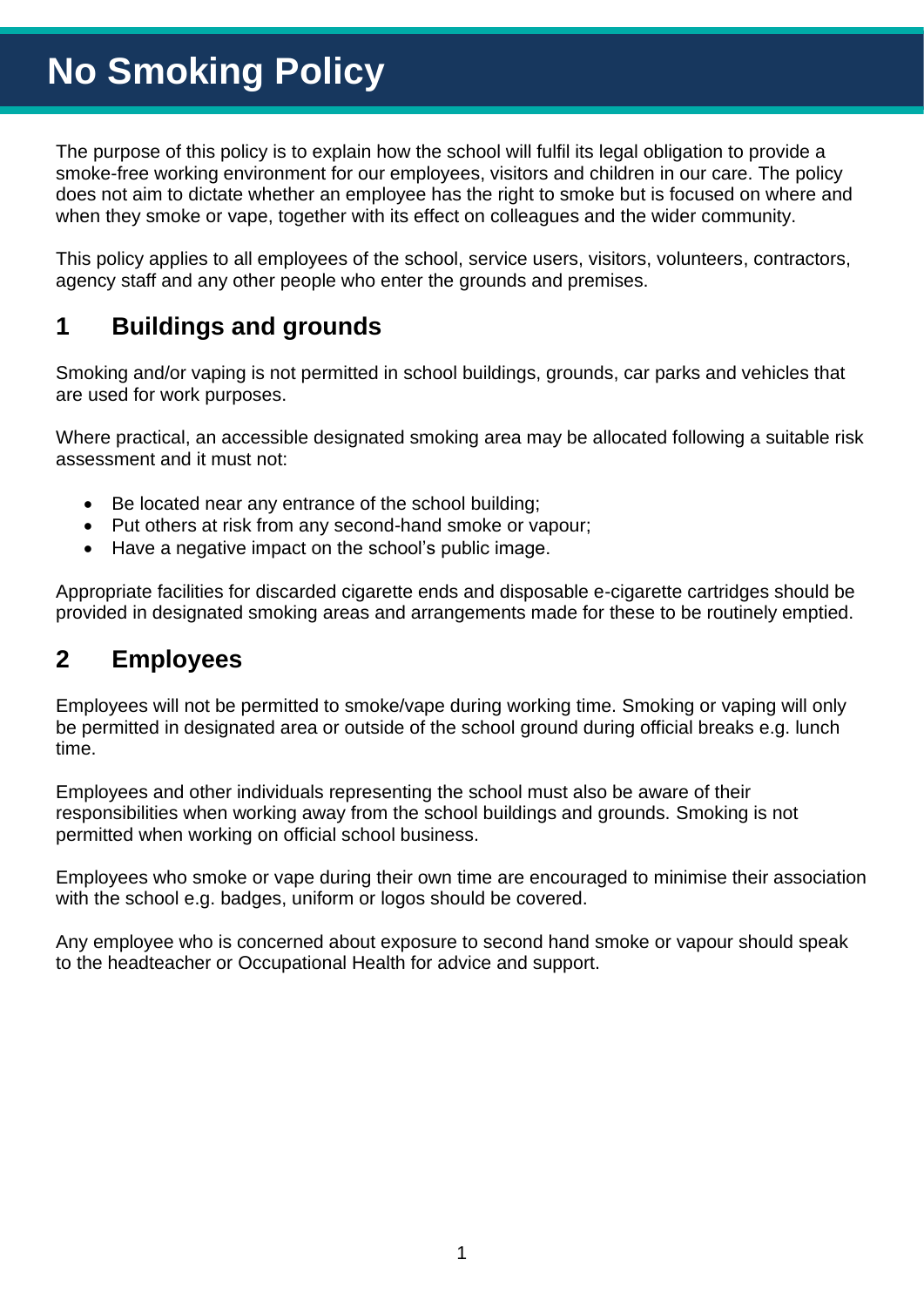# No Smoking Policy

The purpose of this policy is to explain how the school will fulfil its legal obligation to provide a smoke-free working environment for our employees, visitors and children in our care. The policy does not aim to dictate whether an employee has the right to smoke but is focused on where and when they smoke or vape, together with its effect on colleagues and the wider community.

This policy applies to all employees of the school, service users, visitors, volunteers, contractors, agency staff and any other people who enter the grounds and premises.

## 1 Buildings and grounds

Smoking and/or vaping is not permitted in school buildings, grounds, car parks and vehicles that are used for work purposes.

Where practical, an accessible designated smoking area may be allocated following a suitable risk assessment and it must not:

- Be located near any entrance of the school building;
- Put others at risk from any second-hand smoke or vapour;
- Have a negative impact on the school's public image.

Appropriate facilities for discarded cigarette ends and disposable e-cigarette cartridges should be provided in designated smoking areas and arrangements made for these to be routinely emptied.

## 2 Employees

Employees will not be permitted to smoke/vape during working time. Smoking or vaping will only be permitted in designated area or outside of the school ground during official breaks e.g. lunch time.

Employees and other individuals representing the school must also be aware of their responsibilities when working away from the school buildings and grounds. Smoking is not permitted when working on official school business.

Employees who smoke or vape during their own time are encouraged to minimise their association with the school e.g. badges, uniform or logos should be covered.

Any employee who is concerned about exposure to second hand smoke or vapour should speak to the headteacher or Occupational Health for advice and support.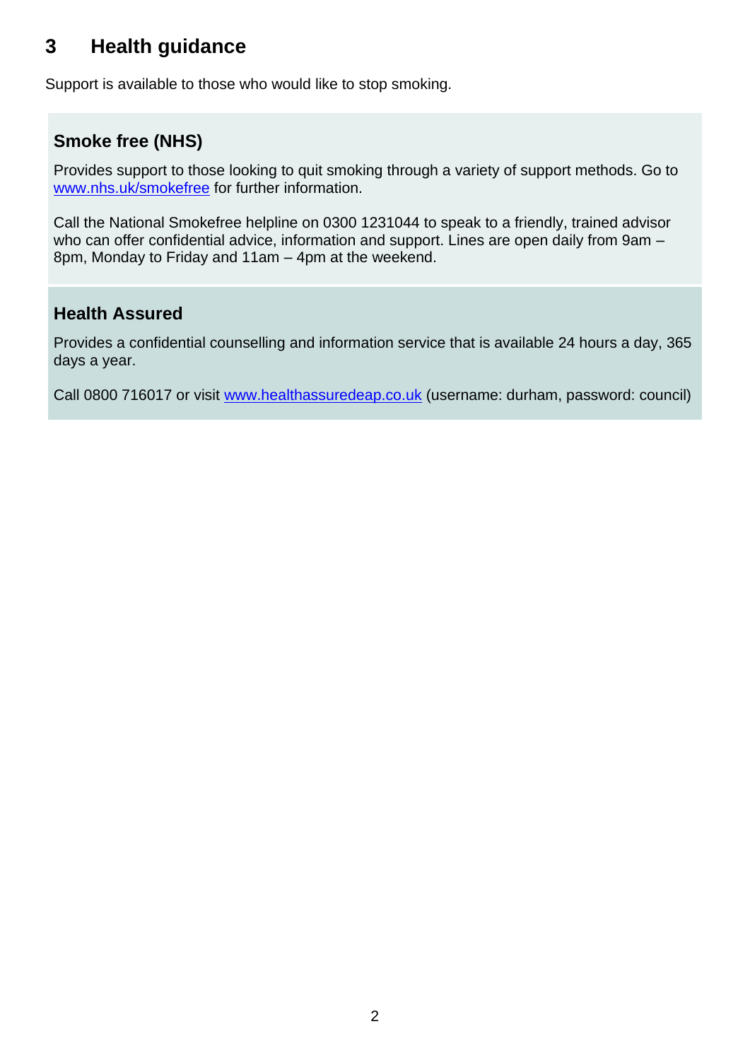# 3 Health guidance

Support is available to those who would like to stop smoking.

### Smoke free (NHS)

Provides support to those looking to quit smoking through a variety of support methods. Go to www.nhs.uk/smokefree for further information.

Call the National Smokefree helpline on 0300 1231044 to speak to a friendly, trained advisor who can offer confidential advice, information and support. Lines are open daily from 9am – 8pm, Monday to Friday and 11am – 4pm at the weekend.

### Health Assured

Provides a confidential counselling and information service that is available 24 hours a day, 365 days a year.

Call 0800 716017 or visit www.healthassuredeap.co.uk (username: durham, password: council)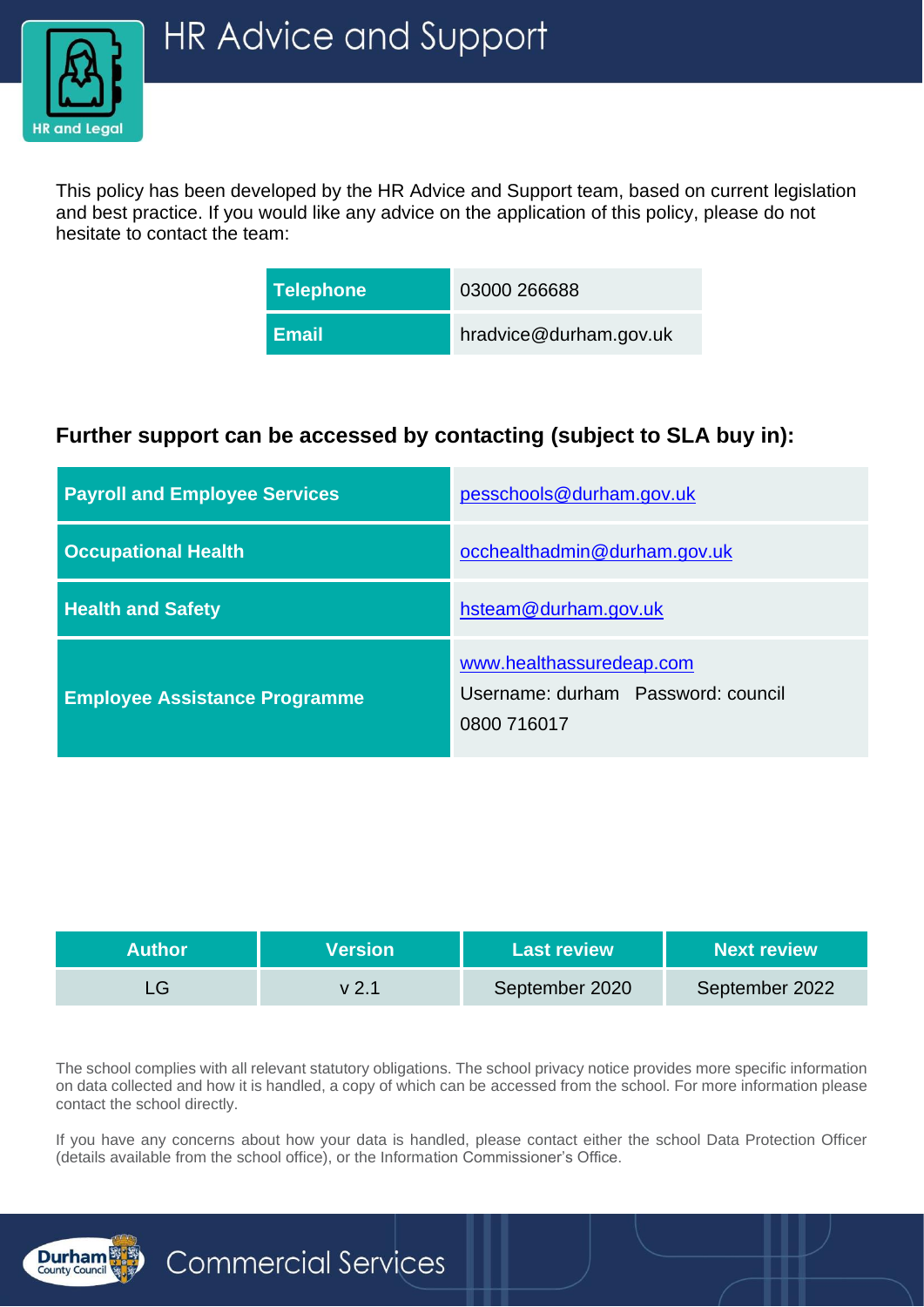# HR Advice and Support

HR and Legal

This policy has been developed by the HR Advice and Support team, based on current legislation and best practice. If you would like any advice on the application of this policy, please do not hesitate to contact the team:

| | |
|---|---|
| **Telephone** | 03000 266688 |
| **Email** | hradvice@durham.gov.uk |

## Further support can be accessed by contacting (subject to SLA buy in):

| | |
|---|---|
| **Payroll and Employee Services** | pesschools@durham.gov.uk |
| **Occupational Health** | occhealthadmin@durham.gov.uk |
| **Health and Safety** | hsteam@durham.gov.uk |
| **Employee Assistance Programme** | www.healthassuredeap.com<br>Username: durham Password: council<br>0800 716017 |

| Author | Version | Last review | Next review |
|---|---|---|---|
| LG | v 2.1 | September 2020 | September 2022 |

The school complies with all relevant statutory obligations. The school privacy notice provides more specific information on data collected and how it is handled, a copy of which can be accessed from the school. For more information please contact the school directly.

If you have any concerns about how your data is handled, please contact either the school Data Protection Officer (details available from the school office), or the Information Commissioner's Office.

Durham County Council Commercial Services